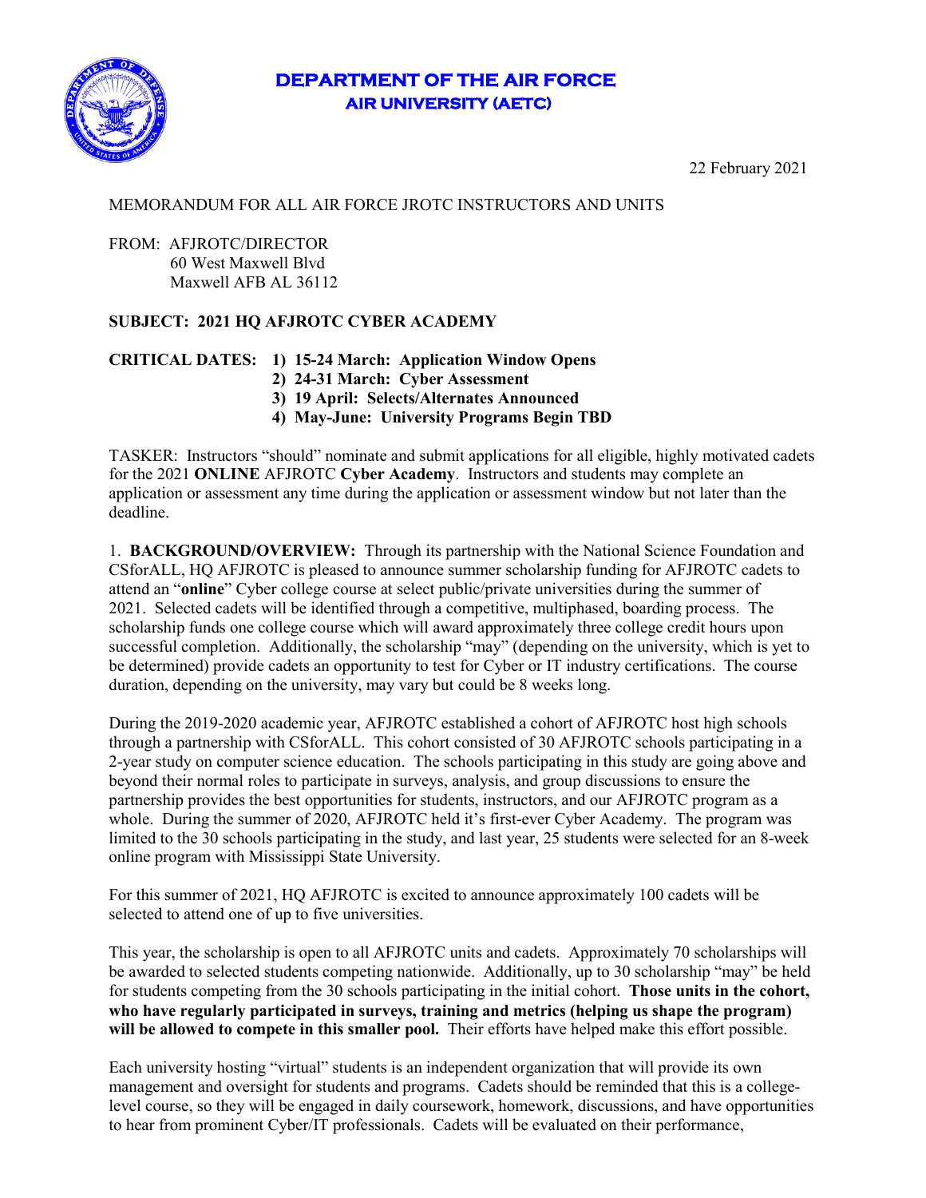# DEPARTMENT OF THE AIR FORCE
## AIR UNIVERSITY (AETC)

22 February 2021

MEMORANDUM FOR ALL AIR FORCE JROTC INSTRUCTORS AND UNITS

FROM: AFJROTC/DIRECTOR
60 West Maxwell Blvd
Maxwell AFB AL 36112

**SUBJECT: 2021 HQ AFJROTC CYBER ACADEMY**

**CRITICAL DATES: 1) 15-24 March: Application Window Opens**
**2) 24-31 March: Cyber Assessment**
**3) 19 April: Selects/Alternates Announced**
**4) May-June: University Programs Begin TBD**

TASKER: Instructors "should" nominate and submit applications for all eligible, highly motivated cadets for the 2021 **ONLINE** AFJROTC **Cyber Academy**. Instructors and students may complete an application or assessment any time during the application or assessment window but not later than the deadline.

1. **BACKGROUND/OVERVIEW:** Through its partnership with the National Science Foundation and CSforALL, HQ AFJROTC is pleased to announce summer scholarship funding for AFJROTC cadets to attend an "**online**" Cyber college course at select public/private universities during the summer of 2021. Selected cadets will be identified through a competitive, multiphased, boarding process. The scholarship funds one college course which will award approximately three college credit hours upon successful completion. Additionally, the scholarship "may" (depending on the university, which is yet to be determined) provide cadets an opportunity to test for Cyber or IT industry certifications. The course duration, depending on the university, may vary but could be 8 weeks long.

During the 2019-2020 academic year, AFJROTC established a cohort of AFJROTC host high schools through a partnership with CSforALL. This cohort consisted of 30 AFJROTC schools participating in a 2-year study on computer science education. The schools participating in this study are going above and beyond their normal roles to participate in surveys, analysis, and group discussions to ensure the partnership provides the best opportunities for students, instructors, and our AFJROTC program as a whole. During the summer of 2020, AFJROTC held it's first-ever Cyber Academy. The program was limited to the 30 schools participating in the study, and last year, 25 students were selected for an 8-week online program with Mississippi State University.

For this summer of 2021, HQ AFJROTC is excited to announce approximately 100 cadets will be selected to attend one of up to five universities.

This year, the scholarship is open to all AFJROTC units and cadets. Approximately 70 scholarships will be awarded to selected students competing nationwide. Additionally, up to 30 scholarship "may" be held for students competing from the 30 schools participating in the initial cohort. **Those units in the cohort, who have regularly participated in surveys, training and metrics (helping us shape the program) will be allowed to compete in this smaller pool.** Their efforts have helped make this effort possible.

Each university hosting "virtual" students is an independent organization that will provide its own management and oversight for students and programs. Cadets should be reminded that this is a college-level course, so they will be engaged in daily coursework, homework, discussions, and have opportunities to hear from prominent Cyber/IT professionals. Cadets will be evaluated on their performance,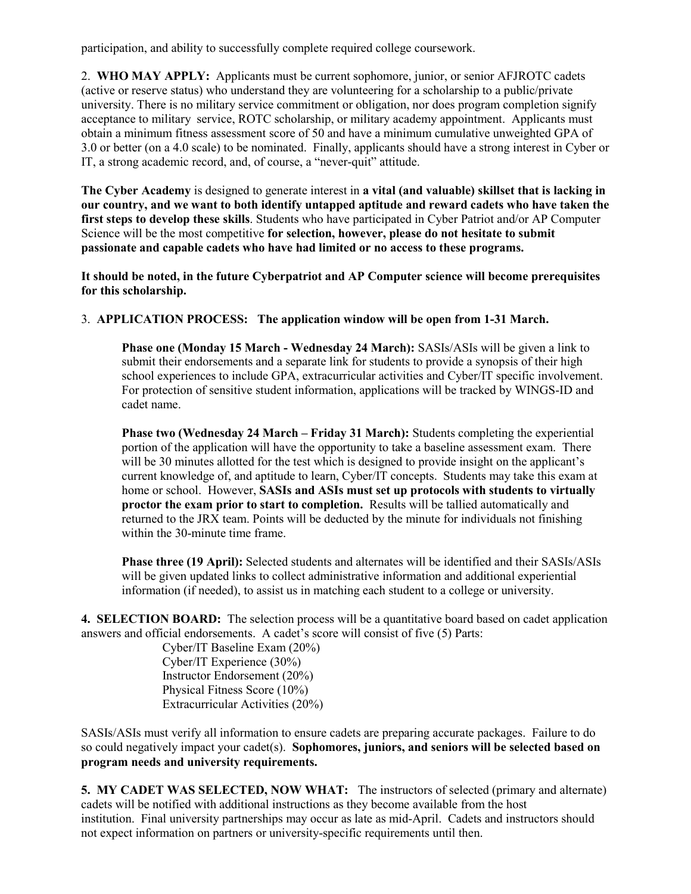participation, and ability to successfully complete required college coursework.

2. **WHO MAY APPLY:** Applicants must be current sophomore, junior, or senior AFJROTC cadets (active or reserve status) who understand they are volunteering for a scholarship to a public/private university. There is no military service commitment or obligation, nor does program completion signify acceptance to military service, ROTC scholarship, or military academy appointment. Applicants must obtain a minimum fitness assessment score of 50 and have a minimum cumulative unweighted GPA of 3.0 or better (on a 4.0 scale) to be nominated. Finally, applicants should have a strong interest in Cyber or IT, a strong academic record, and, of course, a "never-quit" attitude.

**The Cyber Academy** is designed to generate interest in **a vital (and valuable) skillset that is lacking in our country, and we want to both identify untapped aptitude and reward cadets who have taken the first steps to develop these skills**. Students who have participated in Cyber Patriot and/or AP Computer Science will be the most competitive **for selection, however, please do not hesitate to submit passionate and capable cadets who have had limited or no access to these programs.**

**It should be noted, in the future Cyberpatriot and AP Computer science will become prerequisites for this scholarship.**

3. **APPLICATION PROCESS: The application window will be open from 1-31 March.**

**Phase one (Monday 15 March - Wednesday 24 March):** SASIs/ASIs will be given a link to submit their endorsements and a separate link for students to provide a synopsis of their high school experiences to include GPA, extracurricular activities and Cyber/IT specific involvement. For protection of sensitive student information, applications will be tracked by WINGS-ID and cadet name.

**Phase two (Wednesday 24 March – Friday 31 March):** Students completing the experiential portion of the application will have the opportunity to take a baseline assessment exam. There will be 30 minutes allotted for the test which is designed to provide insight on the applicant's current knowledge of, and aptitude to learn, Cyber/IT concepts. Students may take this exam at home or school. However, **SASIs and ASIs must set up protocols with students to virtually proctor the exam prior to start to completion.** Results will be tallied automatically and returned to the JRX team. Points will be deducted by the minute for individuals not finishing within the 30-minute time frame.

**Phase three (19 April):** Selected students and alternates will be identified and their SASIs/ASIs will be given updated links to collect administrative information and additional experiential information (if needed), to assist us in matching each student to a college or university.

**4. SELECTION BOARD:** The selection process will be a quantitative board based on cadet application answers and official endorsements. A cadet's score will consist of five (5) Parts:

- Cyber/IT Baseline Exam (20%)
- Cyber/IT Experience (30%)
- Instructor Endorsement (20%)
- Physical Fitness Score (10%)
- Extracurricular Activities (20%)

SASIs/ASIs must verify all information to ensure cadets are preparing accurate packages. Failure to do so could negatively impact your cadet(s). **Sophomores, juniors, and seniors will be selected based on program needs and university requirements.**

**5. MY CADET WAS SELECTED, NOW WHAT:** The instructors of selected (primary and alternate) cadets will be notified with additional instructions as they become available from the host institution. Final university partnerships may occur as late as mid-April. Cadets and instructors should not expect information on partners or university-specific requirements until then.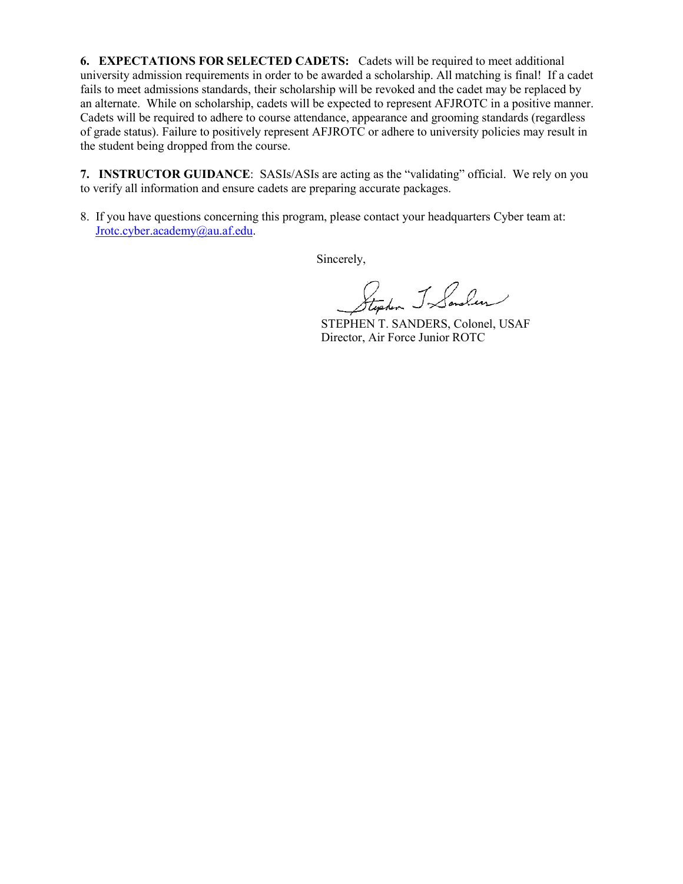**6. EXPECTATIONS FOR SELECTED CADETS:** Cadets will be required to meet additional university admission requirements in order to be awarded a scholarship. All matching is final! If a cadet fails to meet admissions standards, their scholarship will be revoked and the cadet may be replaced by an alternate. While on scholarship, cadets will be expected to represent AFJROTC in a positive manner. Cadets will be required to adhere to course attendance, appearance and grooming standards (regardless of grade status). Failure to positively represent AFJROTC or adhere to university policies may result in the student being dropped from the course.

**7. INSTRUCTOR GUIDANCE**: SASIs/ASIs are acting as the "validating" official. We rely on you to verify all information and ensure cadets are preparing accurate packages.

8. If you have questions concerning this program, please contact your headquarters Cyber team at: Jrotc.cyber.academy@au.af.edu.

Sincerely,

STEPHEN T. SANDERS, Colonel, USAF
Director, Air Force Junior ROTC